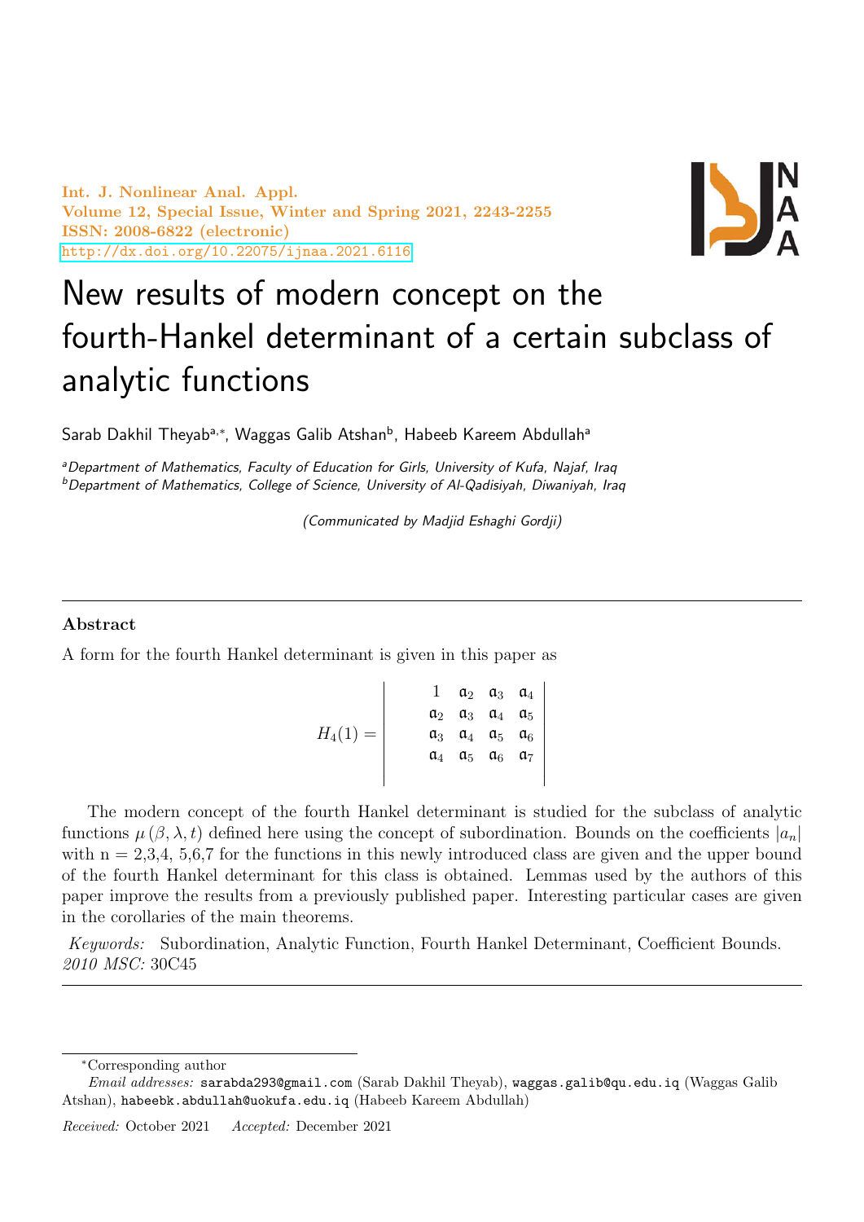Int. J. Nonlinear Anal. Appl.
Volume 12, Special Issue, Winter and Spring 2021, 2243-2255
ISSN: 2008-6822 (electronic)
http://dx.doi.org/10.22075/ijnaa.2021.6116

# New results of modern concept on the fourth-Hankel determinant of a certain subclass of analytic functions

Sarab Dakhil Theyab[a,*], Waggas Galib Atshan[b], Habeeb Kareem Abdullah[a]

[a] *Department of Mathematics, Faculty of Education for Girls, University of Kufa, Najaf, Iraq*
[b] *Department of Mathematics, College of Science, University of Al-Qadisiyah, Diwaniyah, Iraq*

*(Communicated by Madjid Eshaghi Gordji)*

## Abstract

A form for the fourth Hankel determinant is given in this paper as

$$H_4(1) = \begin{vmatrix} 1 & \mathfrak{a}_2 & \mathfrak{a}_3 & \mathfrak{a}_4 \\ \mathfrak{a}_2 & \mathfrak{a}_3 & \mathfrak{a}_4 & \mathfrak{a}_5 \\ \mathfrak{a}_3 & \mathfrak{a}_4 & \mathfrak{a}_5 & \mathfrak{a}_6 \\ \mathfrak{a}_4 & \mathfrak{a}_5 & \mathfrak{a}_6 & \mathfrak{a}_7 \end{vmatrix}$$

The modern concept of the fourth Hankel determinant is studied for the subclass of analytic functions $\mu(\beta, \lambda, t)$ defined here using the concept of subordination. Bounds on the coefficients $|a_n|$ with n = 2,3,4, 5,6,7 for the functions in this newly introduced class are given and the upper bound of the fourth Hankel determinant for this class is obtained. Lemmas used by the authors of this paper improve the results from a previously published paper. Interesting particular cases are given in the corollaries of the main theorems.

*Keywords:* Subordination, Analytic Function, Fourth Hankel Determinant, Coefficient Bounds.
*2010 MSC:* 30C45

---

*Corresponding author

*Email addresses:* sarabda293@gmail.com (Sarab Dakhil Theyab), waggas.galib@qu.edu.iq (Waggas Galib Atshan), habeebk.abdullah@uokufa.edu.iq (Habeeb Kareem Abdullah)

*Received:* October 2021 *Accepted:* December 2021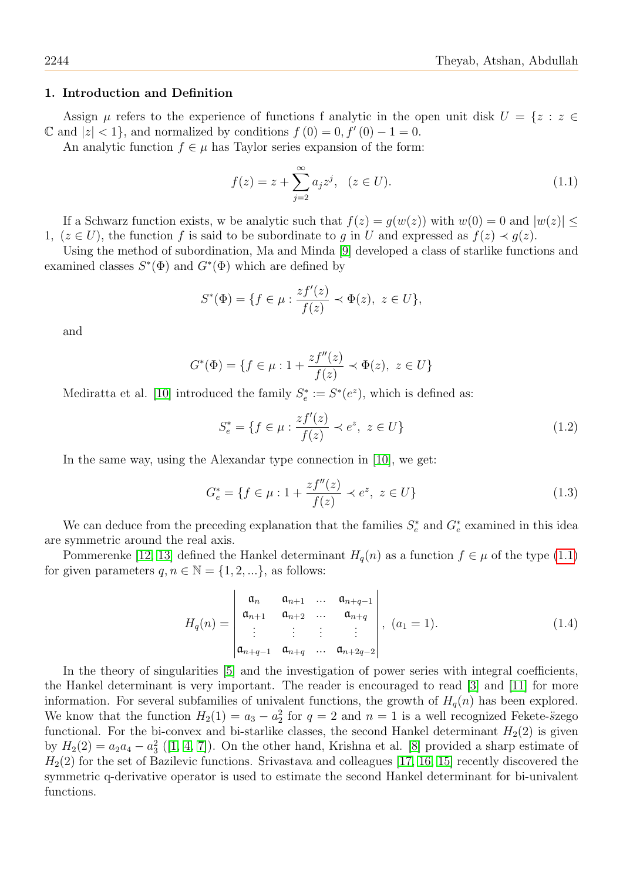## 1. Introduction and Definition

Assign $\mu$ refers to the experience of functions f analytic in the open unit disk $U = \{z : z \in \mathbb{C}$ and $|z| < 1\}$, and normalized by conditions $f(0) = 0, f'(0) - 1 = 0$.

An analytic function $f \in \mu$ has Taylor series expansion of the form:

$$f(z) = z + \sum_{j=2}^{\infty} a_j z^j, \quad (z \in U). \tag{1.1}$$

If a Schwarz function exists, w be analytic such that $f(z) = g(w(z))$ with $w(0) = 0$ and $|w(z)| \leq 1$, $(z \in U)$, the function $f$ is said to be subordinate to $g$ in $U$ and expressed as $f(z) \prec g(z)$.

Using the method of subordination, Ma and Minda [9] developed a class of starlike functions and examined classes $S^*(\Phi)$ and $G^*(\Phi)$ which are defined by

$$S^*(\Phi) = \{f \in \mu : \frac{zf'(z)}{f(z)} \prec \Phi(z),\ z \in U\},$$

and

$$G^*(\Phi) = \{f \in \mu : 1 + \frac{zf''(z)}{f(z)} \prec \Phi(z),\ z \in U\}$$

Mediratta et al. [10] introduced the family $S_e^* := S^*(e^z)$, which is defined as:

$$S_e^* = \{f \in \mu : \frac{zf'(z)}{f(z)} \prec e^z,\ z \in U\} \tag{1.2}$$

In the same way, using the Alexandar type connection in [10], we get:

$$G_e^* = \{f \in \mu : 1 + \frac{zf''(z)}{f(z)} \prec e^z,\ z \in U\} \tag{1.3}$$

We can deduce from the preceding explanation that the families $S_e^*$ and $G_e^*$ examined in this idea are symmetric around the real axis.

Pommerenke [12, 13] defined the Hankel determinant $H_q(n)$ as a function $f \in \mu$ of the type (1.1) for given parameters $q, n \in \mathbb{N} = \{1, 2, ...\}$, as follows:

$$H_q(n) = \begin{vmatrix} \mathfrak{a}_n & \mathfrak{a}_{n+1} & \ldots & \mathfrak{a}_{n+q-1} \\ \mathfrak{a}_{n+1} & \mathfrak{a}_{n+2} & \ldots & \mathfrak{a}_{n+q} \\ \vdots & \vdots & \vdots & \vdots \\ \mathfrak{a}_{n+q-1} & \mathfrak{a}_{n+q} & \ldots & \mathfrak{a}_{n+2q-2} \end{vmatrix}, \ (a_1 = 1). \tag{1.4}$$

In the theory of singularities [5] and the investigation of power series with integral coefficients, the Hankel determinant is very important. The reader is encouraged to read [3] and [11] for more information. For several subfamilies of univalent functions, the growth of $H_q(n)$ has been explored. We know that the function $H_2(1) = a_3 - a_2^2$ for $q = 2$ and $n = 1$ is a well recognized Fekete-s̈zego functional. For the bi-convex and bi-starlike classes, the second Hankel determinant $H_2(2)$ is given by $H_2(2) = a_2 a_4 - a_3^2$ ([1, 4, 7]). On the other hand, Krishna et al. [8] provided a sharp estimate of $H_2(2)$ for the set of Bazilevic functions. Srivastava and colleagues [17, 16, 15] recently discovered the symmetric q-derivative operator is used to estimate the second Hankel determinant for bi-univalent functions.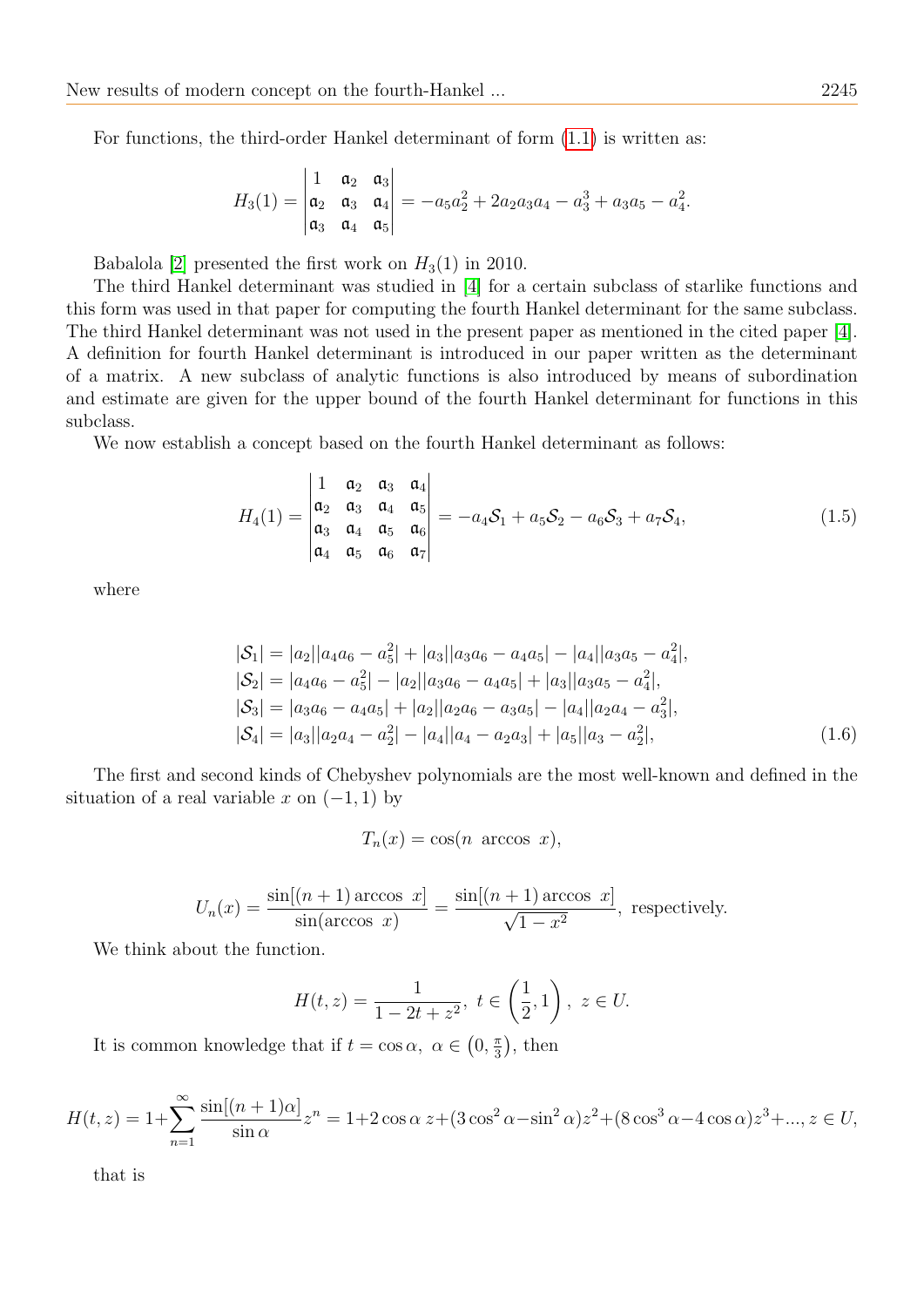For functions, the third-order Hankel determinant of form (1.1) is written as:

$$H_3(1) = \begin{vmatrix} 1 & \mathfrak{a}_2 & \mathfrak{a}_3 \\ \mathfrak{a}_2 & \mathfrak{a}_3 & \mathfrak{a}_4 \\ \mathfrak{a}_3 & \mathfrak{a}_4 & \mathfrak{a}_5 \end{vmatrix} = -a_5 a_2^2 + 2a_2 a_3 a_4 - a_3^3 + a_3 a_5 - a_4^2.$$

Babalola [2] presented the first work on $H_3(1)$ in 2010.

The third Hankel determinant was studied in [4] for a certain subclass of starlike functions and this form was used in that paper for computing the fourth Hankel determinant for the same subclass. The third Hankel determinant was not used in the present paper as mentioned in the cited paper [4]. A definition for fourth Hankel determinant is introduced in our paper written as the determinant of a matrix. A new subclass of analytic functions is also introduced by means of subordination and estimate are given for the upper bound of the fourth Hankel determinant for functions in this subclass.

We now establish a concept based on the fourth Hankel determinant as follows:

$$H_4(1) = \begin{vmatrix} 1 & \mathfrak{a}_2 & \mathfrak{a}_3 & \mathfrak{a}_4 \\ \mathfrak{a}_2 & \mathfrak{a}_3 & \mathfrak{a}_4 & \mathfrak{a}_5 \\ \mathfrak{a}_3 & \mathfrak{a}_4 & \mathfrak{a}_5 & \mathfrak{a}_6 \\ \mathfrak{a}_4 & \mathfrak{a}_5 & \mathfrak{a}_6 & \mathfrak{a}_7 \end{vmatrix} = -a_4\mathcal{S}_1 + a_5\mathcal{S}_2 - a_6\mathcal{S}_3 + a_7\mathcal{S}_4, \tag{1.5}$$

where

$$\begin{aligned}
|\mathcal{S}_1| &= |a_2||a_4a_6 - a_5^2| + |a_3||a_3a_6 - a_4a_5| - |a_4||a_3a_5 - a_4^2|, \\
|\mathcal{S}_2| &= |a_4a_6 - a_5^2| - |a_2||a_3a_6 - a_4a_5| + |a_3||a_3a_5 - a_4^2|, \\
|\mathcal{S}_3| &= |a_3a_6 - a_4a_5| + |a_2||a_2a_6 - a_3a_5| - |a_4||a_2a_4 - a_3^2|, \\
|\mathcal{S}_4| &= |a_3||a_2a_4 - a_2^2| - |a_4||a_4 - a_2a_3| + |a_5||a_3 - a_2^2|,
\end{aligned} \tag{1.6}$$

The first and second kinds of Chebyshev polynomials are the most well-known and defined in the situation of a real variable $x$ on $(-1, 1)$ by

$$T_n(x) = \cos(n \ \arccos \ x),$$

$$U_n(x) = \frac{\sin[(n+1)\arccos \ x]}{\sin(\arccos \ x)} = \frac{\sin[(n+1)\arccos \ x]}{\sqrt{1-x^2}}, \text{ respectively.}$$

We think about the function.

$$H(t,z) = \frac{1}{1 - 2t + z^2}, \ t \in \left(\frac{1}{2}, 1\right), \ z \in U.$$

It is common knowledge that if $t = \cos\alpha, \ \alpha \in \left(0, \frac{\pi}{3}\right)$, then

$$H(t,z) = 1 + \sum_{n=1}^{\infty} \frac{\sin[(n+1)\alpha]}{\sin\alpha} z^n = 1 + 2\cos\alpha \ z + (3\cos^2\alpha - \sin^2\alpha)z^2 + (8\cos^3\alpha - 4\cos\alpha)z^3 + ..., z \in U,$$

that is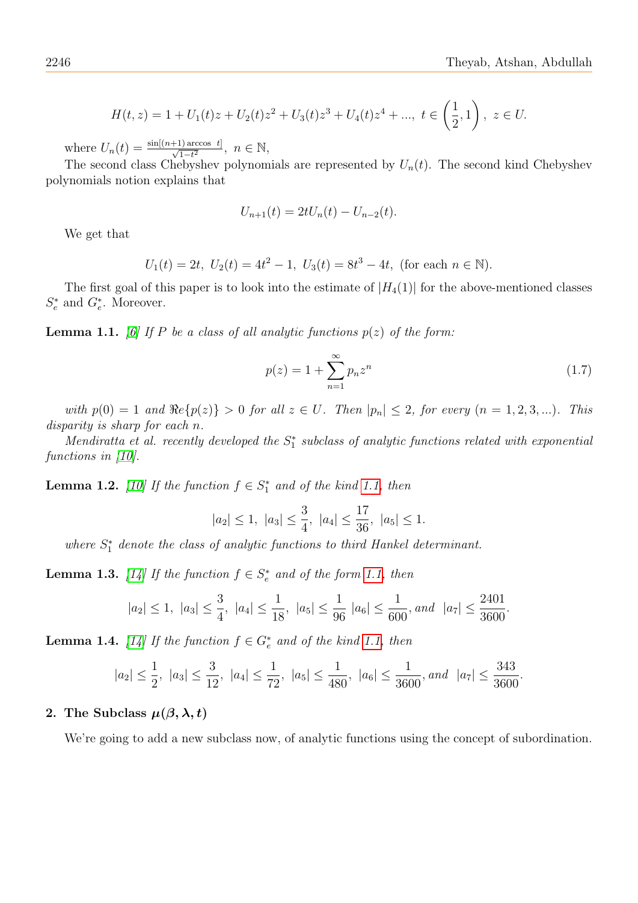$$H(t,z) = 1 + U_1(t)z + U_2(t)z^2 + U_3(t)z^3 + U_4(t)z^4 + ...,\ t \in \left(\frac{1}{2}, 1\right),\ z \in U.$$

where $U_n(t) = \frac{\sin[(n+1)\arccos\ t]}{\sqrt{1-t^2}},\ n \in \mathbb{N},$

The second class Chebyshev polynomials are represented by $U_n(t)$. The second kind Chebyshev polynomials notion explains that

$$U_{n+1}(t) = 2tU_n(t) - U_{n-2}(t).$$

We get that

$$U_1(t) = 2t,\ U_2(t) = 4t^2 - 1,\ U_3(t) = 8t^3 - 4t,\ \text{(for each } n \in \mathbb{N}).$$

The first goal of this paper is to look into the estimate of $|H_4(1)|$ for the above-mentioned classes $S_e^*$ and $G_e^*$. Moreover.

**Lemma 1.1.** *[6] If $P$ be a class of all analytic functions $p(z)$ of the form:*

$$p(z) = 1 + \sum_{n=1}^{\infty} p_n z^n \tag{1.7}$$

*with $p(0) = 1$ and $\Re e\{p(z)\} > 0$ for all $z \in U$. Then $|p_n| \leq 2$, for every $(n = 1, 2, 3, ...)$. This disparity is sharp for each $n$.*

*Mendiratta et al. recently developed the $S_1^*$ subclass of analytic functions related with exponential functions in [10].*

**Lemma 1.2.** *[10] If the function $f \in S_1^*$ and of the kind 1.1, then*

$$|a_2| \leq 1,\ |a_3| \leq \frac{3}{4},\ |a_4| \leq \frac{17}{36},\ |a_5| \leq 1.$$

*where $S_1^*$ denote the class of analytic functions to third Hankel determinant.*

**Lemma 1.3.** *[14] If the function $f \in S_e^*$ and of the form 1.1, then*

$$|a_2| \leq 1,\ |a_3| \leq \frac{3}{4},\ |a_4| \leq \frac{1}{18},\ |a_5| \leq \frac{1}{96}\ |a_6| \leq \frac{1}{600}, \text{and}\ \ |a_7| \leq \frac{2401}{3600}.$$

**Lemma 1.4.** *[14] If the function $f \in G_e^*$ and of the kind 1.1, then*

$$|a_2| \leq \frac{1}{2},\ |a_3| \leq \frac{3}{12},\ |a_4| \leq \frac{1}{72},\ |a_5| \leq \frac{1}{480},\ |a_6| \leq \frac{1}{3600}, \text{and}\ \ |a_7| \leq \frac{343}{3600}.$$

## 2. The Subclass $\mu(\beta, \lambda, t)$

We're going to add a new subclass now, of analytic functions using the concept of subordination.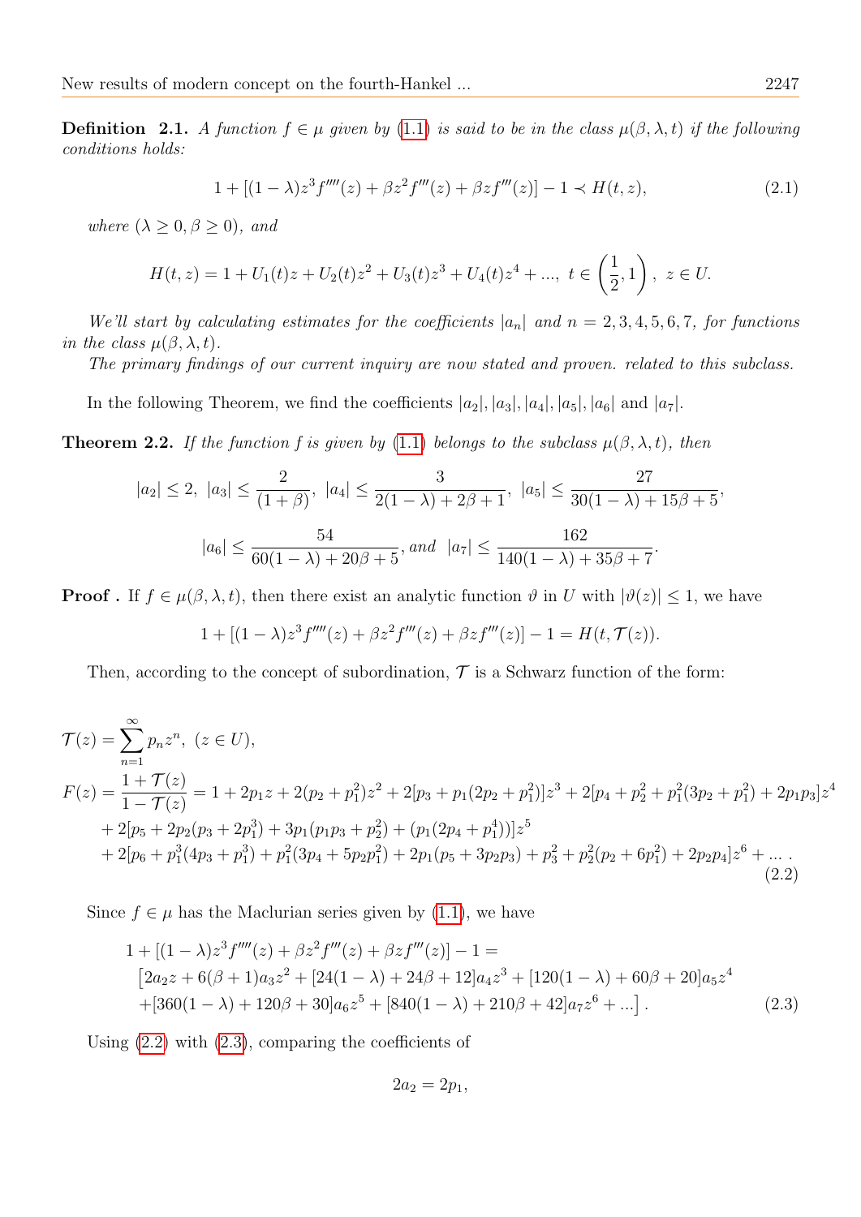**Definition 2.1.** *A function $f \in \mu$ given by (1.1) is said to be in the class $\mu(\beta, \lambda, t)$ if the following conditions holds:*

$$1 + [(1-\lambda)z^3 f''''(z) + \beta z^2 f'''(z) + \beta z f'''(z)] - 1 \prec H(t, z), \tag{2.1}$$

*where $(\lambda \geq 0, \beta \geq 0)$, and*

$$H(t, z) = 1 + U_1(t)z + U_2(t)z^2 + U_3(t)z^3 + U_4(t)z^4 + ..., \ t \in \left(\frac{1}{2}, 1\right), \ z \in U.$$

*We'll start by calculating estimates for the coefficients $|a_n|$ and $n = 2, 3, 4, 5, 6, 7$, for functions in the class $\mu(\beta, \lambda, t)$.*

*The primary findings of our current inquiry are now stated and proven. related to this subclass.*

In the following Theorem, we find the coefficients $|a_2|, |a_3|, |a_4|, |a_5|, |a_6|$ and $|a_7|$.

**Theorem 2.2.** *If the function $f$ is given by (1.1) belongs to the subclass $\mu(\beta, \lambda, t)$, then*

$$|a_2| \leq 2, \ |a_3| \leq \frac{2}{(1+\beta)}, \ |a_4| \leq \frac{3}{2(1-\lambda) + 2\beta + 1}, \ |a_5| \leq \frac{27}{30(1-\lambda) + 15\beta + 5},$$

$$|a_6| \leq \frac{54}{60(1-\lambda) + 20\beta + 5}, \text{ and } \ |a_7| \leq \frac{162}{140(1-\lambda) + 35\beta + 7}.$$

**Proof .** If $f \in \mu(\beta, \lambda, t)$, then there exist an analytic function $\vartheta$ in $U$ with $|\vartheta(z)| \leq 1$, we have

$$1 + [(1-\lambda)z^3 f''''(z) + \beta z^2 f'''(z) + \beta z f'''(z)] - 1 = H(t, \mathcal{T}(z)).$$

Then, according to the concept of subordination, $\mathcal{T}$ is a Schwarz function of the form:

$$\mathcal{T}(z) = \sum_{n=1}^{\infty} p_n z^n, \ (z \in U),$$

$$\begin{aligned}F(z) = \frac{1+\mathcal{T}(z)}{1-\mathcal{T}(z)} &= 1 + 2p_1 z + 2(p_2 + p_1^2)z^2 + 2[p_3 + p_1(2p_2 + p_1^2)]z^3 + 2[p_4 + p_2^2 + p_1^2(3p_2 + p_1^2) + 2p_1p_3]z^4 \\ &+ 2[p_5 + 2p_2(p_3 + 2p_1^3) + 3p_1(p_1p_3 + p_2^2) + (p_1(2p_4 + p_1^4))]z^5 \\ &+ 2[p_6 + p_1^3(4p_3 + p_1^3) + p_1^2(3p_4 + 5p_2p_1^2) + 2p_1(p_5 + 3p_2p_3) + p_3^2 + p_2^2(p_2 + 6p_1^2) + 2p_2p_4]z^6 + ... \ .\end{aligned} \tag{2.2}$$

Since $f \in \mu$ has the Maclurian series given by (1.1), we have

$$\begin{aligned}&1 + [(1-\lambda)z^3 f''''(z) + \beta z^2 f'''(z) + \beta z f'''(z)] - 1 = \\ &\big[2a_2 z + 6(\beta+1)a_3 z^2 + [24(1-\lambda) + 24\beta + 12]a_4 z^3 + [120(1-\lambda) + 60\beta + 20]a_5 z^4 \\ &+ [360(1-\lambda) + 120\beta + 30]a_6 z^5 + [840(1-\lambda) + 210\beta + 42]a_7 z^6 + ...\big].\end{aligned} \tag{2.3}$$

Using (2.2) with (2.3), comparing the coefficients of

$$2a_2 = 2p_1,$$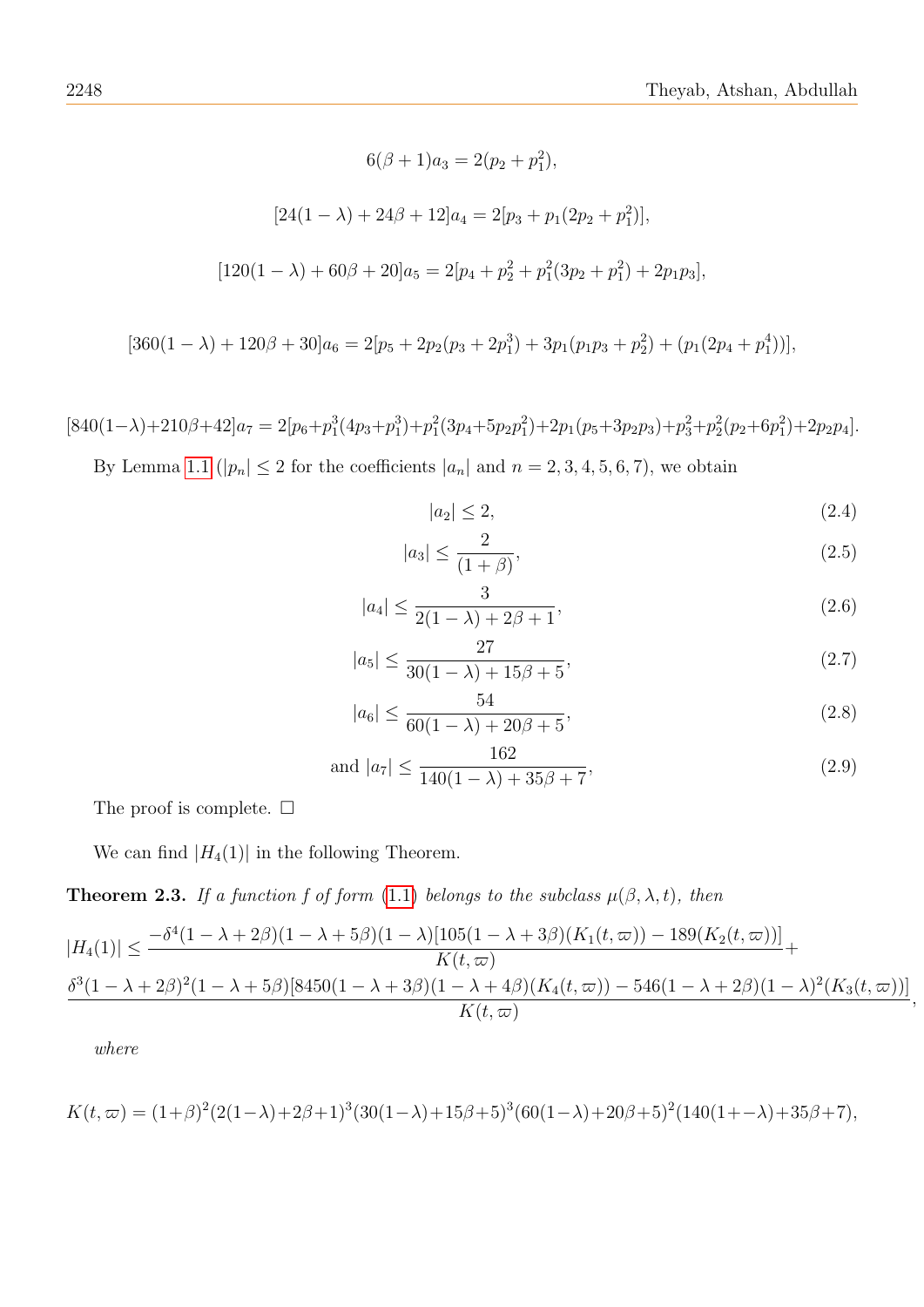$$6(\beta+1)a_3 = 2(p_2 + p_1^2),$$

$$[24(1-\lambda)+24\beta+12]a_4 = 2[p_3 + p_1(2p_2 + p_1^2)],$$

$$[120(1-\lambda)+60\beta+20]a_5 = 2[p_4 + p_2^2 + p_1^2(3p_2 + p_1^2) + 2p_1p_3],$$

$$[360(1-\lambda)+120\beta+30]a_6 = 2[p_5 + 2p_2(p_3 + 2p_1^3) + 3p_1(p_1p_3 + p_2^2) + (p_1(2p_4 + p_1^4))],$$

$$[840(1-\lambda)+210\beta+42]a_7 = 2[p_6 + p_1^3(4p_3 + p_1^3) + p_1^2(3p_4 + 5p_2p_1^2) + 2p_1(p_5 + 3p_2p_3) + p_3^2 + p_2^2(p_2 + 6p_1^2) + 2p_2p_4].$$

By Lemma 1.1 ($|p_n| \leq 2$ for the coefficients $|a_n|$ and $n = 2, 3, 4, 5, 6, 7$), we obtain

$$|a_2| \leq 2, \tag{2.4}$$

$$|a_3| \leq \frac{2}{(1+\beta)}, \tag{2.5}$$

$$|a_4| \leq \frac{3}{2(1-\lambda)+2\beta+1}, \tag{2.6}$$

$$|a_5| \leq \frac{27}{30(1-\lambda)+15\beta+5}, \tag{2.7}$$

$$|a_6| \leq \frac{54}{60(1-\lambda)+20\beta+5}, \tag{2.8}$$

$$\text{and } |a_7| \leq \frac{162}{140(1-\lambda)+35\beta+7}, \tag{2.9}$$

The proof is complete. □

We can find $|H_4(1)|$ in the following Theorem.

**Theorem 2.3.** *If a function $f$ of form (1.1) belongs to the subclass $\mu(\beta, \lambda, t)$, then*

$$|H_4(1)| \leq \frac{-\delta^4(1-\lambda+2\beta)(1-\lambda+5\beta)(1-\lambda)[105(1-\lambda+3\beta)(K_1(t,\varpi)) - 189(K_2(t,\varpi))]}{K(t,\varpi)} +$$
$$\frac{\delta^3(1-\lambda+2\beta)^2(1-\lambda+5\beta)[8450(1-\lambda+3\beta)(1-\lambda+4\beta)(K_4(t,\varpi)) - 546(1-\lambda+2\beta)(1-\lambda)^2(K_3(t,\varpi))]}{K(t,\varpi)},$$

*where*

$$K(t,\varpi) = (1+\beta)^2(2(1-\lambda)+2\beta+1)^3(30(1-\lambda)+15\beta+5)^3(60(1-\lambda)+20\beta+5)^2(140(1+-\lambda)+35\beta+7),$$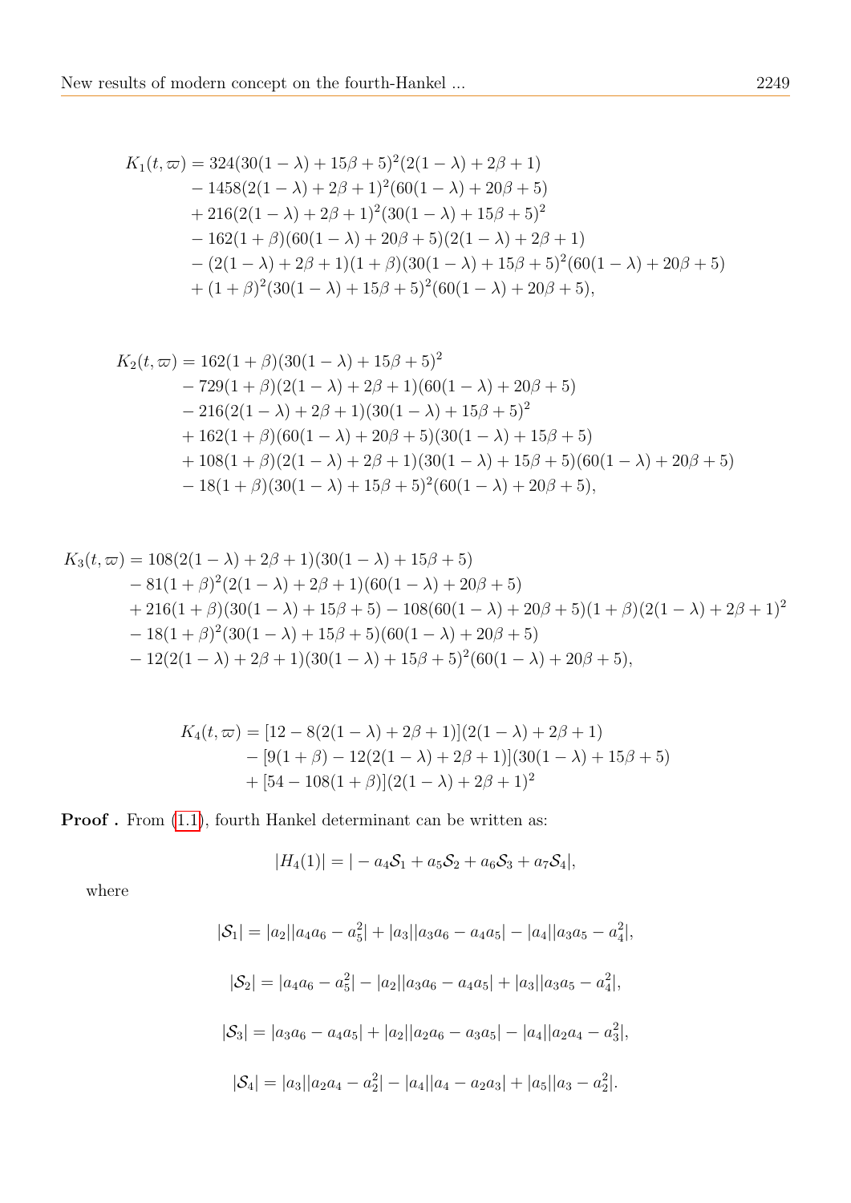$$
\begin{aligned}
K_1(t,\varpi) &= 324(30(1-\lambda)+15\beta+5)^2(2(1-\lambda)+2\beta+1) \\
&\quad - 1458(2(1-\lambda)+2\beta+1)^2(60(1-\lambda)+20\beta+5) \\
&\quad + 216(2(1-\lambda)+2\beta+1)^2(30(1-\lambda)+15\beta+5)^2 \\
&\quad - 162(1+\beta)(60(1-\lambda)+20\beta+5)(2(1-\lambda)+2\beta+1) \\
&\quad - (2(1-\lambda)+2\beta+1)(1+\beta)(30(1-\lambda)+15\beta+5)^2(60(1-\lambda)+20\beta+5) \\
&\quad + (1+\beta)^2(30(1-\lambda)+15\beta+5)^2(60(1-\lambda)+20\beta+5),
\end{aligned}
$$

$$
\begin{aligned}
K_2(t,\varpi) &= 162(1+\beta)(30(1-\lambda)+15\beta+5)^2 \\
&\quad - 729(1+\beta)(2(1-\lambda)+2\beta+1)(60(1-\lambda)+20\beta+5) \\
&\quad - 216(2(1-\lambda)+2\beta+1)(30(1-\lambda)+15\beta+5)^2 \\
&\quad + 162(1+\beta)(60(1-\lambda)+20\beta+5)(30(1-\lambda)+15\beta+5) \\
&\quad + 108(1+\beta)(2(1-\lambda)+2\beta+1)(30(1-\lambda)+15\beta+5)(60(1-\lambda)+20\beta+5) \\
&\quad - 18(1+\beta)(30(1-\lambda)+15\beta+5)^2(60(1-\lambda)+20\beta+5),
\end{aligned}
$$

$$
\begin{aligned}
K_3(t,\varpi) &= 108(2(1-\lambda)+2\beta+1)(30(1-\lambda)+15\beta+5) \\
&\quad - 81(1+\beta)^2(2(1-\lambda)+2\beta+1)(60(1-\lambda)+20\beta+5) \\
&\quad + 216(1+\beta)(30(1-\lambda)+15\beta+5) - 108(60(1-\lambda)+20\beta+5)(1+\beta)(2(1-\lambda)+2\beta+1)^2 \\
&\quad - 18(1+\beta)^2(30(1-\lambda)+15\beta+5)(60(1-\lambda)+20\beta+5) \\
&\quad - 12(2(1-\lambda)+2\beta+1)(30(1-\lambda)+15\beta+5)^2(60(1-\lambda)+20\beta+5),
\end{aligned}
$$

$$
\begin{aligned}
K_4(t,\varpi) &= [12 - 8(2(1-\lambda)+2\beta+1)](2(1-\lambda)+2\beta+1) \\
&\quad - [9(1+\beta) - 12(2(1-\lambda)+2\beta+1)](30(1-\lambda)+15\beta+5) \\
&\quad + [54 - 108(1+\beta)](2(1-\lambda)+2\beta+1)^2
\end{aligned}
$$

**Proof .** From (1.1), fourth Hankel determinant can be written as:

$$|H_4(1)| = |-a_4\mathcal{S}_1 + a_5\mathcal{S}_2 + a_6\mathcal{S}_3 + a_7\mathcal{S}_4|,$$

where

$$|\mathcal{S}_1| = |a_2||a_4a_6 - a_5^2| + |a_3||a_3a_6 - a_4a_5| - |a_4||a_3a_5 - a_4^2|,$$

$$|\mathcal{S}_2| = |a_4a_6 - a_5^2| - |a_2||a_3a_6 - a_4a_5| + |a_3||a_3a_5 - a_4^2|,$$

$$|\mathcal{S}_3| = |a_3a_6 - a_4a_5| + |a_2||a_2a_6 - a_3a_5| - |a_4||a_2a_4 - a_3^2|,$$

$$|\mathcal{S}_4| = |a_3||a_2a_4 - a_2^2| - |a_4||a_4 - a_2a_3| + |a_5||a_3 - a_2^2|.$$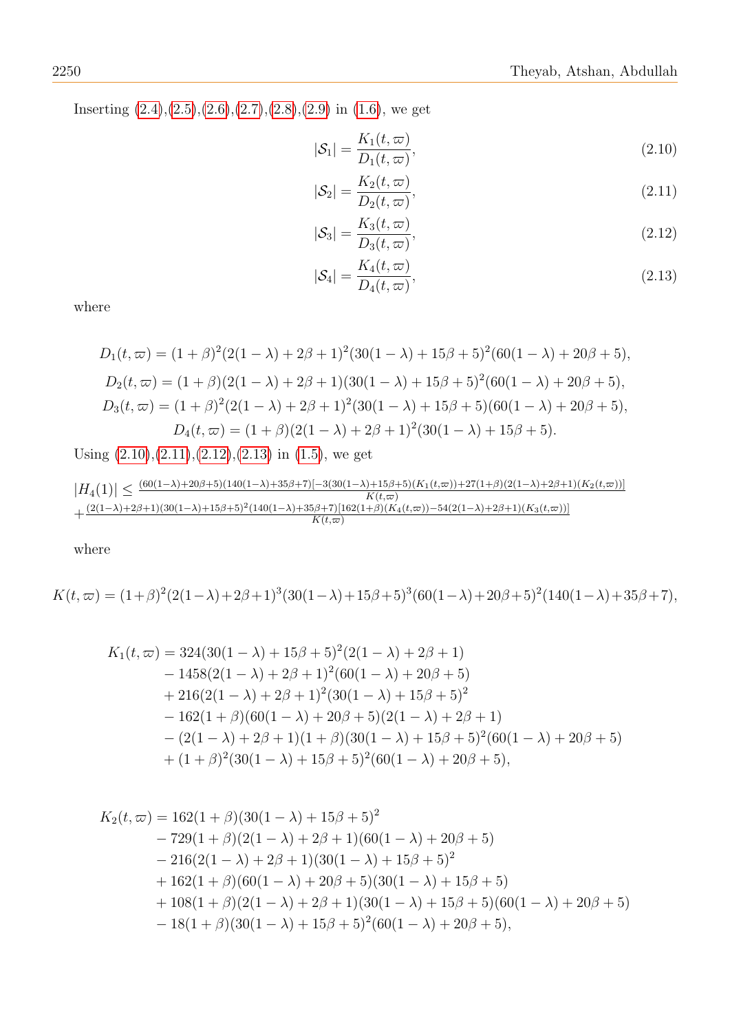Inserting (2.4),(2.5),(2.6),(2.7),(2.8),(2.9) in (1.6), we get

$$|\mathcal{S}_1| = \frac{K_1(t,\varpi)}{D_1(t,\varpi)}, \tag{2.10}$$

$$|\mathcal{S}_2| = \frac{K_2(t,\varpi)}{D_2(t,\varpi)}, \tag{2.11}$$

$$|\mathcal{S}_3| = \frac{K_3(t,\varpi)}{D_3(t,\varpi)}, \tag{2.12}$$

$$|\mathcal{S}_4| = \frac{K_4(t,\varpi)}{D_4(t,\varpi)}, \tag{2.13}$$

where

$$D_1(t,\varpi) = (1+\beta)^2(2(1-\lambda)+2\beta+1)^2(30(1-\lambda)+15\beta+5)^2(60(1-\lambda)+20\beta+5),$$

$$D_2(t,\varpi) = (1+\beta)(2(1-\lambda)+2\beta+1)(30(1-\lambda)+15\beta+5)^2(60(1-\lambda)+20\beta+5),$$

$$D_3(t,\varpi) = (1+\beta)^2(2(1-\lambda)+2\beta+1)^2(30(1-\lambda)+15\beta+5)(60(1-\lambda)+20\beta+5),$$

$$D_4(t,\varpi) = (1+\beta)(2(1-\lambda)+2\beta+1)^2(30(1-\lambda)+15\beta+5).$$

Using (2.10),(2.11),(2.12),(2.13) in (1.5), we get

$$|H_4(1)| \leq \frac{(60(1-\lambda)+20\beta+5)(140(1-\lambda)+35\beta+7)[-3(30(1-\lambda)+15\beta+5)(K_1(t,\varpi))+27(1+\beta)(2(1-\lambda)+2\beta+1)(K_2(t,\varpi))]}{K(t,\varpi)}$$
$$+\frac{(2(1-\lambda)+2\beta+1)(30(1-\lambda)+15\beta+5)^2(140(1-\lambda)+35\beta+7)[162(1+\beta)(K_4(t,\varpi))-54(2(1-\lambda)+2\beta+1)(K_3(t,\varpi))]}{K(t,\varpi)}$$

where

$$K(t,\varpi) = (1+\beta)^2(2(1-\lambda)+2\beta+1)^3(30(1-\lambda)+15\beta+5)^3(60(1-\lambda)+20\beta+5)^2(140(1-\lambda)+35\beta+7),$$

$$\begin{aligned}
K_1(t,\varpi) = \; & 324(30(1-\lambda)+15\beta+5)^2(2(1-\lambda)+2\beta+1) \\
& - 1458(2(1-\lambda)+2\beta+1)^2(60(1-\lambda)+20\beta+5) \\
& + 216(2(1-\lambda)+2\beta+1)^2(30(1-\lambda)+15\beta+5)^2 \\
& - 162(1+\beta)(60(1-\lambda)+20\beta+5)(2(1-\lambda)+2\beta+1) \\
& - (2(1-\lambda)+2\beta+1)(1+\beta)(30(1-\lambda)+15\beta+5)^2(60(1-\lambda)+20\beta+5) \\
& + (1+\beta)^2(30(1-\lambda)+15\beta+5)^2(60(1-\lambda)+20\beta+5),
\end{aligned}$$

$$\begin{aligned}
K_2(t,\varpi) = \; & 162(1+\beta)(30(1-\lambda)+15\beta+5)^2 \\
& - 729(1+\beta)(2(1-\lambda)+2\beta+1)(60(1-\lambda)+20\beta+5) \\
& - 216(2(1-\lambda)+2\beta+1)(30(1-\lambda)+15\beta+5)^2 \\
& + 162(1+\beta)(60(1-\lambda)+20\beta+5)(30(1-\lambda)+15\beta+5) \\
& + 108(1+\beta)(2(1-\lambda)+2\beta+1)(30(1-\lambda)+15\beta+5)(60(1-\lambda)+20\beta+5) \\
& - 18(1+\beta)(30(1-\lambda)+15\beta+5)^2(60(1-\lambda)+20\beta+5),
\end{aligned}$$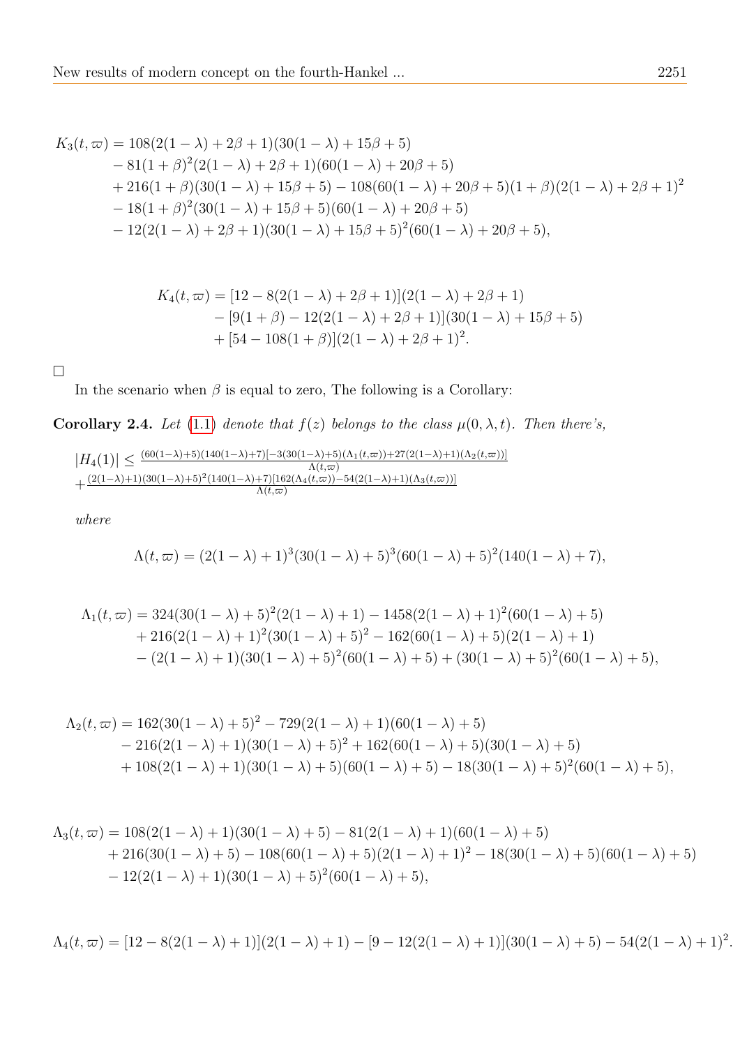$$
\begin{aligned}
K_3(t,\varpi) &= 108(2(1-\lambda)+2\beta+1)(30(1-\lambda)+15\beta+5) \\
&- 81(1+\beta)^2(2(1-\lambda)+2\beta+1)(60(1-\lambda)+20\beta+5) \\
&+ 216(1+\beta)(30(1-\lambda)+15\beta+5) - 108(60(1-\lambda)+20\beta+5)(1+\beta)(2(1-\lambda)+2\beta+1)^2 \\
&- 18(1+\beta)^2(30(1-\lambda)+15\beta+5)(60(1-\lambda)+20\beta+5) \\
&- 12(2(1-\lambda)+2\beta+1)(30(1-\lambda)+15\beta+5)^2(60(1-\lambda)+20\beta+5),
\end{aligned}
$$

$$
\begin{aligned}
K_4(t,\varpi) &= [12-8(2(1-\lambda)+2\beta+1)](2(1-\lambda)+2\beta+1) \\
&- [9(1+\beta)-12(2(1-\lambda)+2\beta+1)](30(1-\lambda)+15\beta+5) \\
&+ [54-108(1+\beta)](2(1-\lambda)+2\beta+1)^2.
\end{aligned}
$$

□

In the scenario when $\beta$ is equal to zero, The following is a Corollary:

**Corollary 2.4.** *Let (1.1) denote that $f(z)$ belongs to the class $\mu(0,\lambda,t)$. Then there's,*

$$
|H_4(1)| \leq \frac{(60(1-\lambda)+5)(140(1-\lambda)+7)[-3(30(1-\lambda)+5)(\Lambda_1(t,\varpi))+27(2(1-\lambda)+1)(\Lambda_2(t,\varpi))]}{\Lambda(t,\varpi)}
+\frac{(2(1-\lambda)+1)(30(1-\lambda)+5)^2(140(1-\lambda)+7)[162(\Lambda_4(t,\varpi))-54(2(1-\lambda)+1)(\Lambda_3(t,\varpi))]}{\Lambda(t,\varpi)}
$$

*where*

$$
\Lambda(t,\varpi) = (2(1-\lambda)+1)^3(30(1-\lambda)+5)^3(60(1-\lambda)+5)^2(140(1-\lambda)+7),
$$

$$
\begin{aligned}
\Lambda_1(t,\varpi) &= 324(30(1-\lambda)+5)^2(2(1-\lambda)+1) - 1458(2(1-\lambda)+1)^2(60(1-\lambda)+5) \\
&+ 216(2(1-\lambda)+1)^2(30(1-\lambda)+5)^2 - 162(60(1-\lambda)+5)(2(1-\lambda)+1) \\
&- (2(1-\lambda)+1)(30(1-\lambda)+5)^2(60(1-\lambda)+5) + (30(1-\lambda)+5)^2(60(1-\lambda)+5),
\end{aligned}
$$

$$
\begin{aligned}
\Lambda_2(t,\varpi) &= 162(30(1-\lambda)+5)^2 - 729(2(1-\lambda)+1)(60(1-\lambda)+5) \\
&- 216(2(1-\lambda)+1)(30(1-\lambda)+5)^2 + 162(60(1-\lambda)+5)(30(1-\lambda)+5) \\
&+ 108(2(1-\lambda)+1)(30(1-\lambda)+5)(60(1-\lambda)+5) - 18(30(1-\lambda)+5)^2(60(1-\lambda)+5),
\end{aligned}
$$

$$
\begin{aligned}
\Lambda_3(t,\varpi) &= 108(2(1-\lambda)+1)(30(1-\lambda)+5) - 81(2(1-\lambda)+1)(60(1-\lambda)+5) \\
&+ 216(30(1-\lambda)+5) - 108(60(1-\lambda)+5)(2(1-\lambda)+1)^2 - 18(30(1-\lambda)+5)(60(1-\lambda)+5) \\
&- 12(2(1-\lambda)+1)(30(1-\lambda)+5)^2(60(1-\lambda)+5),
\end{aligned}
$$

$$
\Lambda_4(t,\varpi) = [12-8(2(1-\lambda)+1)](2(1-\lambda)+1) - [9-12(2(1-\lambda)+1)](30(1-\lambda)+5) - 54(2(1-\lambda)+1)^2.
$$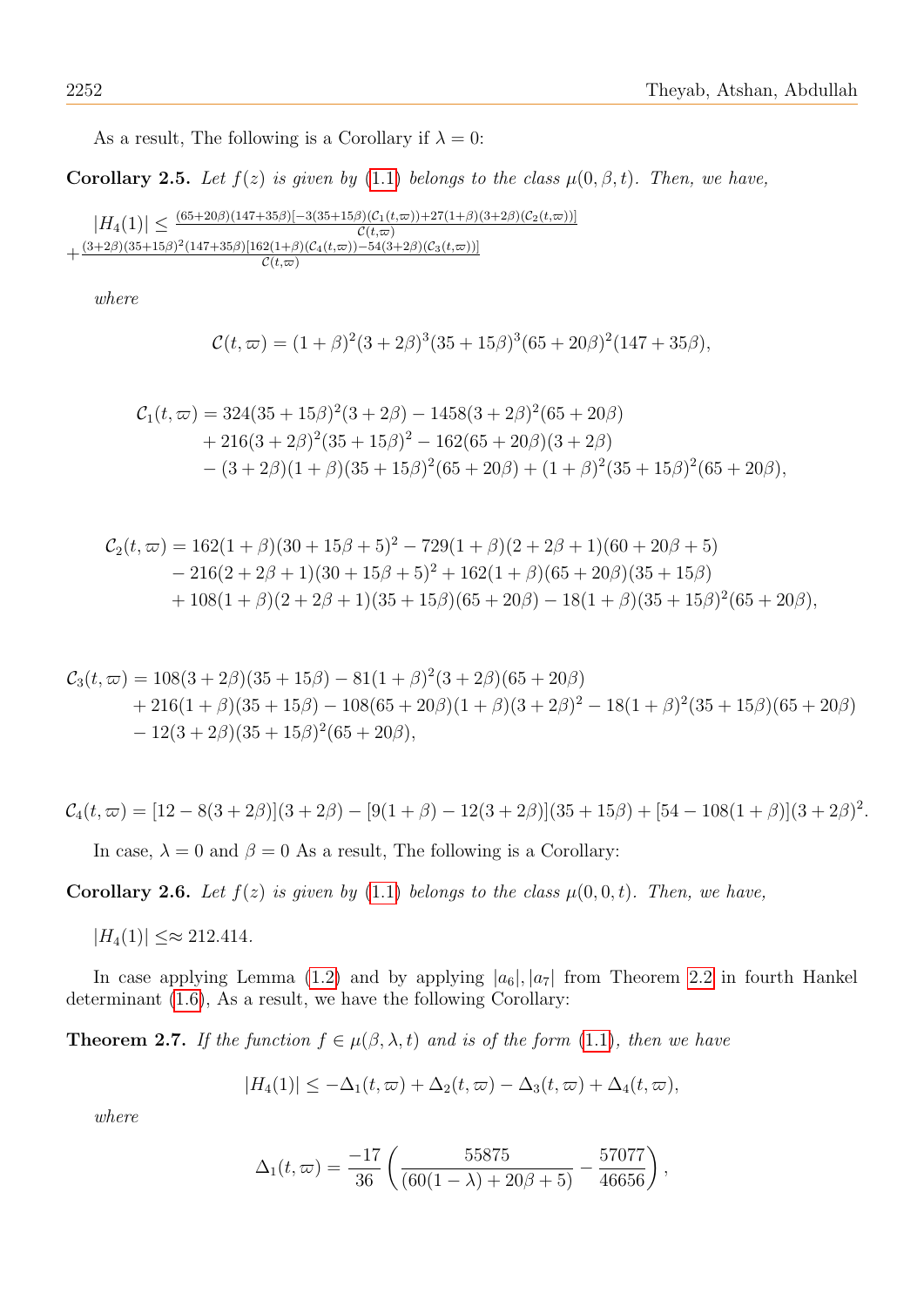As a result, The following is a Corollary if $\lambda = 0$:

**Corollary 2.5.** *Let $f(z)$ is given by (1.1) belongs to the class $\mu(0, \beta, t)$. Then, we have,*

$$|H_4(1)| \leq \frac{(65+20\beta)(147+35\beta)[-3(35+15\beta)(\mathcal{C}_1(t,\varpi))+27(1+\beta)(3+2\beta)(\mathcal{C}_2(t,\varpi))]}{\mathcal{C}(t,\varpi)}$$
$$+\frac{(3+2\beta)(35+15\beta)^2(147+35\beta)[162(1+\beta)(\mathcal{C}_4(t,\varpi))-54(3+2\beta)(\mathcal{C}_3(t,\varpi))]}{\mathcal{C}(t,\varpi)}$$

*where*

$$\mathcal{C}(t,\varpi) = (1+\beta)^2(3+2\beta)^3(35+15\beta)^3(65+20\beta)^2(147+35\beta),$$

$$\begin{aligned}
\mathcal{C}_1(t,\varpi) &= 324(35+15\beta)^2(3+2\beta) - 1458(3+2\beta)^2(65+20\beta) \\
&+ 216(3+2\beta)^2(35+15\beta)^2 - 162(65+20\beta)(3+2\beta) \\
&- (3+2\beta)(1+\beta)(35+15\beta)^2(65+20\beta) + (1+\beta)^2(35+15\beta)^2(65+20\beta),
\end{aligned}$$

$$\begin{aligned}
\mathcal{C}_2(t,\varpi) &= 162(1+\beta)(30+15\beta+5)^2 - 729(1+\beta)(2+2\beta+1)(60+20\beta+5) \\
&- 216(2+2\beta+1)(30+15\beta+5)^2 + 162(1+\beta)(65+20\beta)(35+15\beta) \\
&+ 108(1+\beta)(2+2\beta+1)(35+15\beta)(65+20\beta) - 18(1+\beta)(35+15\beta)^2(65+20\beta),
\end{aligned}$$

$$\begin{aligned}
\mathcal{C}_3(t,\varpi) &= 108(3+2\beta)(35+15\beta) - 81(1+\beta)^2(3+2\beta)(65+20\beta) \\
&+ 216(1+\beta)(35+15\beta) - 108(65+20\beta)(1+\beta)(3+2\beta)^2 - 18(1+\beta)^2(35+15\beta)(65+20\beta) \\
&- 12(3+2\beta)(35+15\beta)^2(65+20\beta),
\end{aligned}$$

$$\mathcal{C}_4(t,\varpi) = [12-8(3+2\beta)](3+2\beta) - [9(1+\beta)-12(3+2\beta)](35+15\beta) + [54-108(1+\beta)](3+2\beta)^2.$$

In case, $\lambda = 0$ and $\beta = 0$ As a result, The following is a Corollary:

**Corollary 2.6.** *Let $f(z)$ is given by (1.1) belongs to the class $\mu(0, 0, t)$. Then, we have,*

$|H_4(1)| \leq\approx 212.414.$

In case applying Lemma (1.2) and by applying $|a_6|, |a_7|$ from Theorem 2.2 in fourth Hankel determinant (1.6), As a result, we have the following Corollary:

**Theorem 2.7.** *If the function $f \in \mu(\beta, \lambda, t)$ and is of the form (1.1), then we have*

$$|H_4(1)| \leq -\Delta_1(t,\varpi) + \Delta_2(t,\varpi) - \Delta_3(t,\varpi) + \Delta_4(t,\varpi),$$

*where*

$$\Delta_1(t,\varpi) = \frac{-17}{36}\left(\frac{55875}{(60(1-\lambda)+20\beta+5)} - \frac{57077}{46656}\right),$$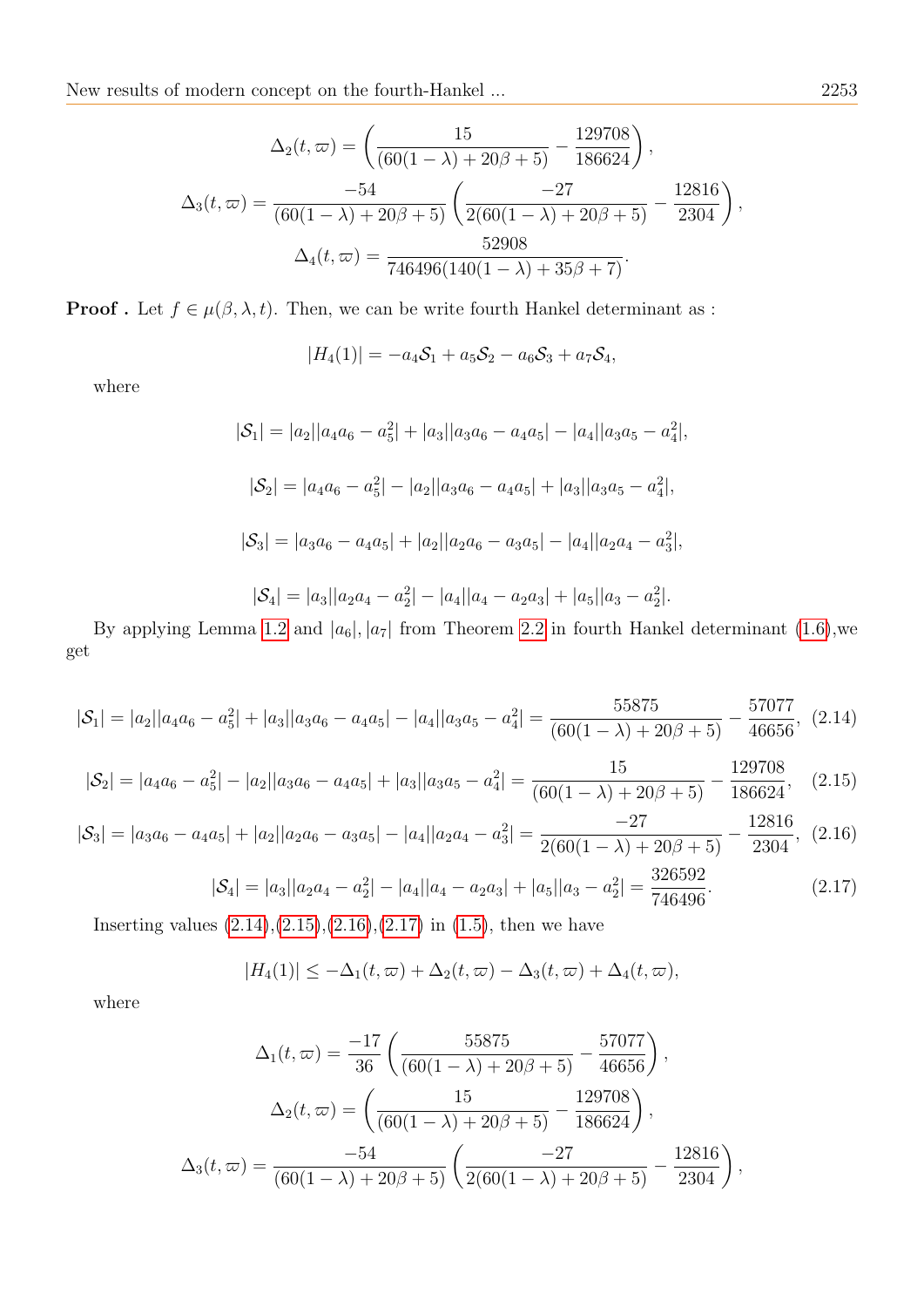$$\Delta_2(t,\varpi) = \left(\frac{15}{(60(1-\lambda)+20\beta+5)} - \frac{129708}{186624}\right),$$

$$\Delta_3(t,\varpi) = \frac{-54}{(60(1-\lambda)+20\beta+5)}\left(\frac{-27}{2(60(1-\lambda)+20\beta+5)} - \frac{12816}{2304}\right),$$

$$\Delta_4(t,\varpi) = \frac{52908}{746496(140(1-\lambda)+35\beta+7)}.$$

**Proof .** Let $f \in \mu(\beta,\lambda,t)$. Then, we can be write fourth Hankel determinant as :

$$|H_4(1)| = -a_4\mathcal{S}_1 + a_5\mathcal{S}_2 - a_6\mathcal{S}_3 + a_7\mathcal{S}_4,$$

where

$$|\mathcal{S}_1| = |a_2||a_4a_6 - a_5^2| + |a_3||a_3a_6 - a_4a_5| - |a_4||a_3a_5 - a_4^2|,$$

$$|\mathcal{S}_2| = |a_4a_6 - a_5^2| - |a_2||a_3a_6 - a_4a_5| + |a_3||a_3a_5 - a_4^2|,$$

$$|\mathcal{S}_3| = |a_3a_6 - a_4a_5| + |a_2||a_2a_6 - a_3a_5| - |a_4||a_2a_4 - a_3^2|,$$

$$|\mathcal{S}_4| = |a_3||a_2a_4 - a_2^2| - |a_4||a_4 - a_2a_3| + |a_5||a_3 - a_2^2|.$$

By applying Lemma 1.2 and $|a_6|, |a_7|$ from Theorem 2.2 in fourth Hankel determinant (1.6),we get

$$|\mathcal{S}_1| = |a_2||a_4a_6 - a_5^2| + |a_3||a_3a_6 - a_4a_5| - |a_4||a_3a_5 - a_4^2| = \frac{55875}{(60(1-\lambda)+20\beta+5)} - \frac{57077}{46656}, \quad (2.14)$$

$$|\mathcal{S}_2| = |a_4a_6 - a_5^2| - |a_2||a_3a_6 - a_4a_5| + |a_3||a_3a_5 - a_4^2| = \frac{15}{(60(1-\lambda)+20\beta+5)} - \frac{129708}{186624}, \quad (2.15)$$

$$|\mathcal{S}_3| = |a_3a_6 - a_4a_5| + |a_2||a_2a_6 - a_3a_5| - |a_4||a_2a_4 - a_3^2| = \frac{-27}{2(60(1-\lambda)+20\beta+5)} - \frac{12816}{2304}, \quad (2.16)$$

$$|\mathcal{S}_4| = |a_3||a_2a_4 - a_2^2| - |a_4||a_4 - a_2a_3| + |a_5||a_3 - a_2^2| = \frac{326592}{746496}. \quad (2.17)$$

Inserting values (2.14),(2.15),(2.16),(2.17) in (1.5), then we have

$$|H_4(1)| \leq -\Delta_1(t,\varpi) + \Delta_2(t,\varpi) - \Delta_3(t,\varpi) + \Delta_4(t,\varpi),$$

where

$$\Delta_1(t,\varpi) = \frac{-17}{36}\left(\frac{55875}{(60(1-\lambda)+20\beta+5)} - \frac{57077}{46656}\right),$$

$$\Delta_2(t,\varpi) = \left(\frac{15}{(60(1-\lambda)+20\beta+5)} - \frac{129708}{186624}\right),$$

$$\Delta_3(t,\varpi) = \frac{-54}{(60(1-\lambda)+20\beta+5)}\left(\frac{-27}{2(60(1-\lambda)+20\beta+5)} - \frac{12816}{2304}\right),$$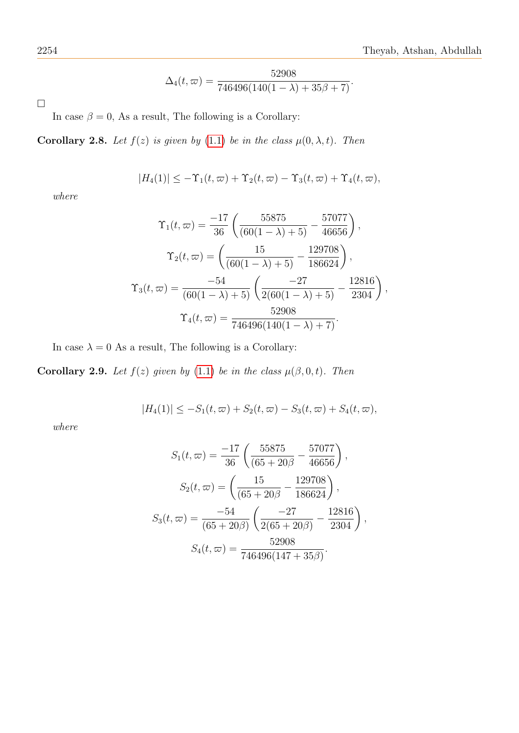$$\Delta_4(t, \varpi) = \frac{52908}{746496(140(1-\lambda) + 35\beta + 7)}.$$

□

In case $\beta = 0$, As a result, The following is a Corollary:

**Corollary 2.8.** *Let $f(z)$ is given by (1.1) be in the class $\mu(0, \lambda, t)$. Then*

$$|H_4(1)| \leq -\Upsilon_1(t, \varpi) + \Upsilon_2(t, \varpi) - \Upsilon_3(t, \varpi) + \Upsilon_4(t, \varpi),$$

*where*

$$\Upsilon_1(t, \varpi) = \frac{-17}{36}\left(\frac{55875}{(60(1-\lambda) + 5)} - \frac{57077}{46656}\right),$$

$$\Upsilon_2(t, \varpi) = \left(\frac{15}{(60(1-\lambda) + 5)} - \frac{129708}{186624}\right),$$

$$\Upsilon_3(t, \varpi) = \frac{-54}{(60(1-\lambda) + 5)}\left(\frac{-27}{2(60(1-\lambda) + 5)} - \frac{12816}{2304}\right),$$

$$\Upsilon_4(t, \varpi) = \frac{52908}{746496(140(1-\lambda) + 7)}.$$

In case $\lambda = 0$ As a result, The following is a Corollary:

**Corollary 2.9.** *Let $f(z)$ given by (1.1) be in the class $\mu(\beta, 0, t)$. Then*

$$|H_4(1)| \leq -S_1(t, \varpi) + S_2(t, \varpi) - S_3(t, \varpi) + S_4(t, \varpi),$$

*where*

$$S_1(t, \varpi) = \frac{-17}{36}\left(\frac{55875}{(65 + 20\beta} - \frac{57077}{46656}\right),$$

$$S_2(t, \varpi) = \left(\frac{15}{(65 + 20\beta} - \frac{129708}{186624}\right),$$

$$S_3(t, \varpi) = \frac{-54}{(65 + 20\beta)}\left(\frac{-27}{2(65 + 20\beta)} - \frac{12816}{2304}\right),$$

$$S_4(t, \varpi) = \frac{52908}{746496(147 + 35\beta)}.$$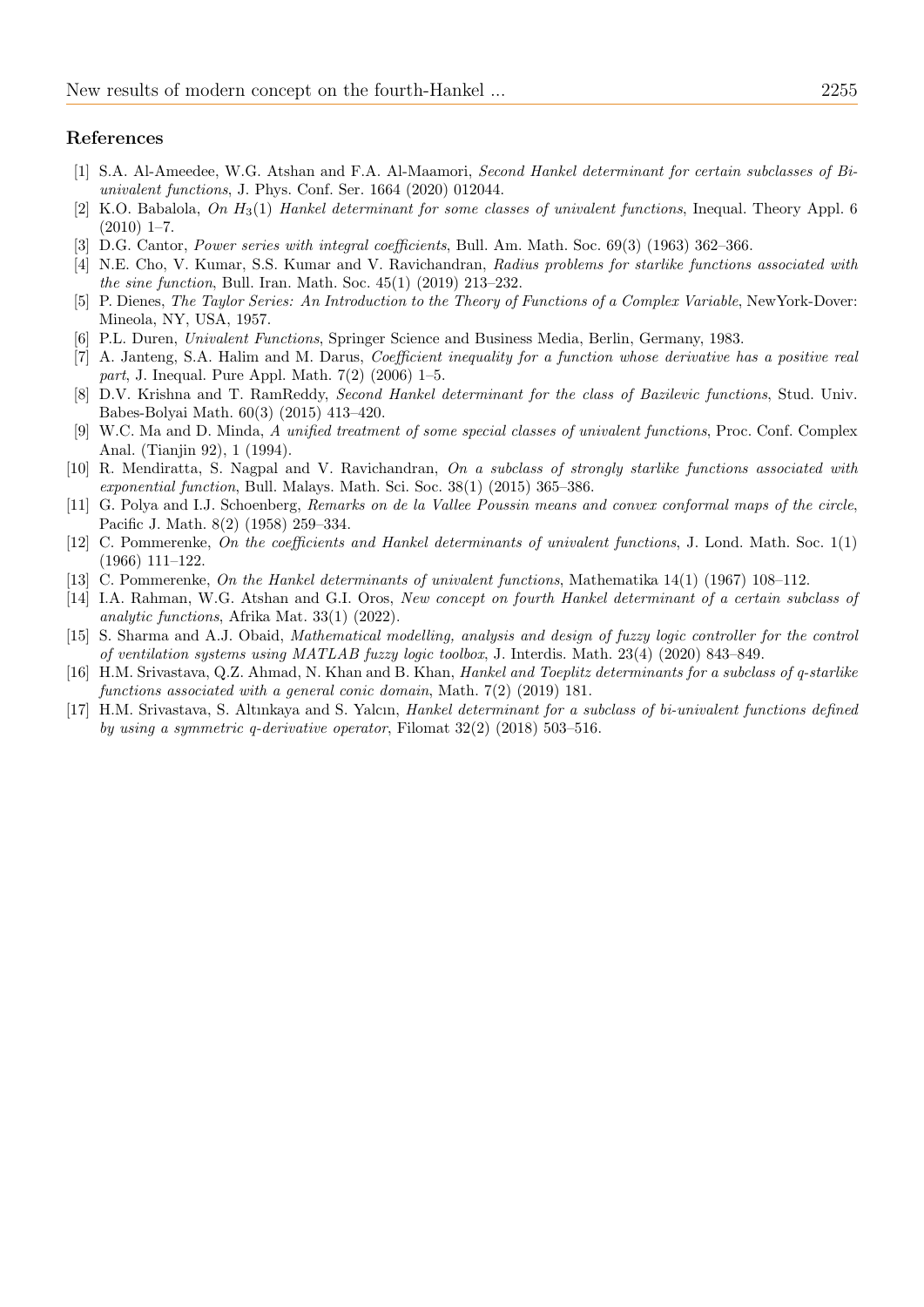## References

[1] S.A. Al-Ameedee, W.G. Atshan and F.A. Al-Maamori, *Second Hankel determinant for certain subclasses of Bi-univalent functions*, J. Phys. Conf. Ser. 1664 (2020) 012044.

[2] K.O. Babalola, *On $H_3(1)$ Hankel determinant for some classes of univalent functions*, Inequal. Theory Appl. 6 (2010) 1–7.

[3] D.G. Cantor, *Power series with integral coefficients*, Bull. Am. Math. Soc. 69(3) (1963) 362–366.

[4] N.E. Cho, V. Kumar, S.S. Kumar and V. Ravichandran, *Radius problems for starlike functions associated with the sine function*, Bull. Iran. Math. Soc. 45(1) (2019) 213–232.

[5] P. Dienes, *The Taylor Series: An Introduction to the Theory of Functions of a Complex Variable*, NewYork-Dover: Mineola, NY, USA, 1957.

[6] P.L. Duren, *Univalent Functions*, Springer Science and Business Media, Berlin, Germany, 1983.

[7] A. Janteng, S.A. Halim and M. Darus, *Coefficient inequality for a function whose derivative has a positive real part*, J. Inequal. Pure Appl. Math. 7(2) (2006) 1–5.

[8] D.V. Krishna and T. RamReddy, *Second Hankel determinant for the class of Bazilevic functions*, Stud. Univ. Babes-Bolyai Math. 60(3) (2015) 413–420.

[9] W.C. Ma and D. Minda, *A unified treatment of some special classes of univalent functions*, Proc. Conf. Complex Anal. (Tianjin 92), 1 (1994).

[10] R. Mendiratta, S. Nagpal and V. Ravichandran, *On a subclass of strongly starlike functions associated with exponential function*, Bull. Malays. Math. Sci. Soc. 38(1) (2015) 365–386.

[11] G. Polya and I.J. Schoenberg, *Remarks on de la Vallee Poussin means and convex conformal maps of the circle*, Pacific J. Math. 8(2) (1958) 259–334.

[12] C. Pommerenke, *On the coefficients and Hankel determinants of univalent functions*, J. Lond. Math. Soc. 1(1) (1966) 111–122.

[13] C. Pommerenke, *On the Hankel determinants of univalent functions*, Mathematika 14(1) (1967) 108–112.

[14] I.A. Rahman, W.G. Atshan and G.I. Oros, *New concept on fourth Hankel determinant of a certain subclass of analytic functions*, Afrika Mat. 33(1) (2022).

[15] S. Sharma and A.J. Obaid, *Mathematical modelling, analysis and design of fuzzy logic controller for the control of ventilation systems using MATLAB fuzzy logic toolbox*, J. Interdis. Math. 23(4) (2020) 843–849.

[16] H.M. Srivastava, Q.Z. Ahmad, N. Khan and B. Khan, *Hankel and Toeplitz determinants for a subclass of q-starlike functions associated with a general conic domain*, Math. 7(2) (2019) 181.

[17] H.M. Srivastava, S. Altınkaya and S. Yalcın, *Hankel determinant for a subclass of bi-univalent functions defined by using a symmetric q-derivative operator*, Filomat 32(2) (2018) 503–516.